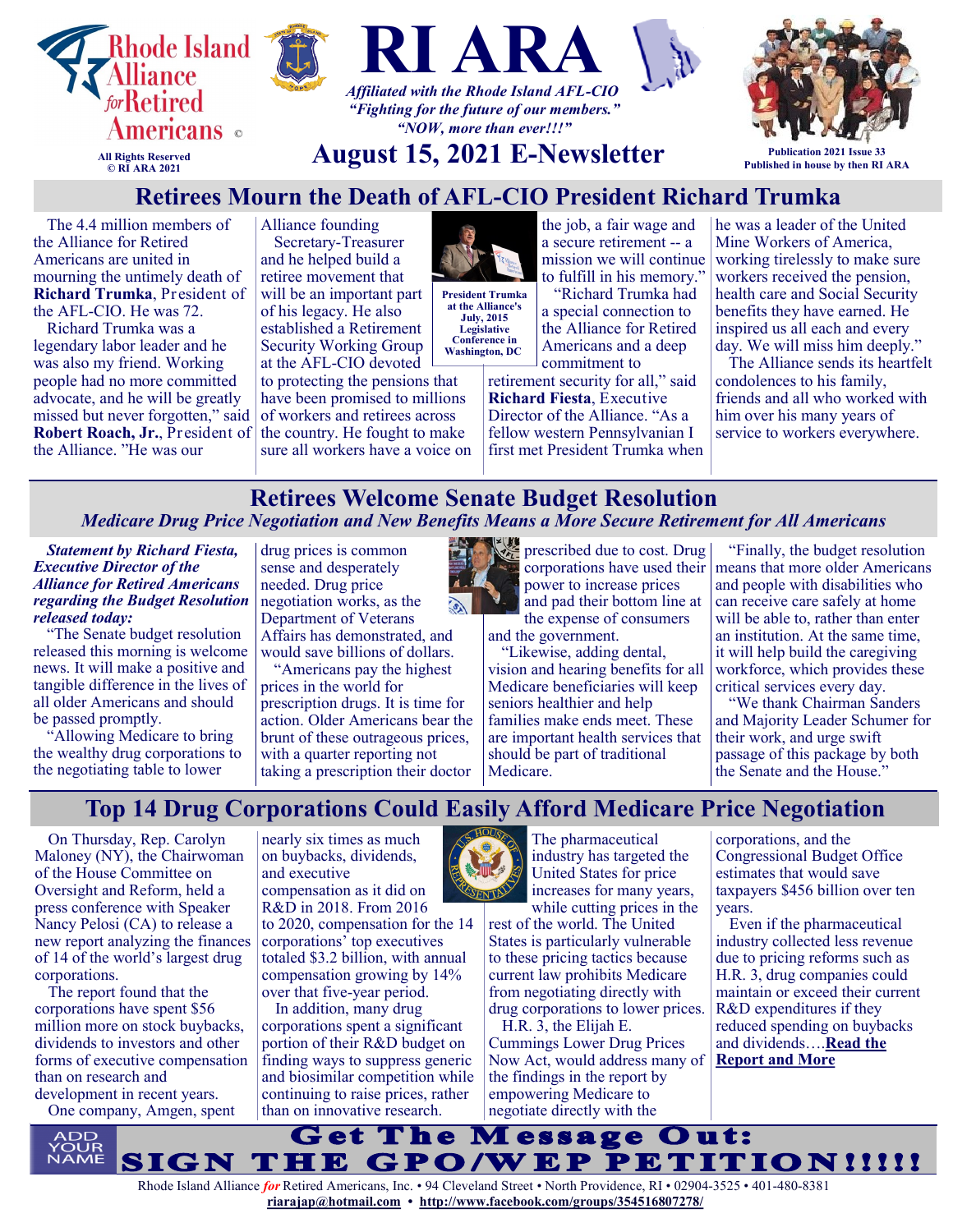Rhode Island Alliance for Retired Americans ©

All Rights Reserved
© RI ARA 2021

# RI ARA

*Affiliated with the Rhode Island AFL-CIO*
*"Fighting for the future of our members."*
*"NOW, more than ever!!!"*

## August 15, 2021 E-Newsletter

Publication 2021 Issue 33
Published in house by then RI ARA

## Retirees Mourn the Death of AFL-CIO President Richard Trumka

The 4.4 million members of the Alliance for Retired Americans are united in mourning the untimely death of **Richard Trumka**, President of the AFL-CIO. He was 72.

Richard Trumka was a legendary labor leader and he was also my friend. Working people had no more committed advocate, and he will be greatly missed but never forgotten," said **Robert Roach, Jr.**, President of the Alliance. "He was our Alliance founding Secretary-Treasurer and he helped build a retiree movement that will be an important part of his legacy. He also established a Retirement Security Working Group at the AFL-CIO devoted to protecting the pensions that have been promised to millions of workers and retirees across the country. He fought to make sure all workers have a voice on the job, a fair wage and a secure retirement -- a mission we will continue to fulfill in his memory."

**President Trumka at the Alliance's July, 2015 Legislative Conference in Washington, DC**

"Richard Trumka had a special connection to the Alliance for Retired Americans and a deep commitment to retirement security for all," said **Richard Fiesta**, Executive Director of the Alliance. "As a fellow western Pennsylvanian I first met President Trumka when he was a leader of the United Mine Workers of America, working tirelessly to make sure workers received the pension, health care and Social Security benefits they have earned. He inspired us all each and every day. We will miss him deeply."

The Alliance sends its heartfelt condolences to his family, friends and all who worked with him over his many years of service to workers everywhere.

## Retirees Welcome Senate Budget Resolution

### *Medicare Drug Price Negotiation and New Benefits Means a More Secure Retirement for All Americans*

***Statement by Richard Fiesta, Executive Director of the Alliance for Retired Americans regarding the Budget Resolution released today:***

"The Senate budget resolution released this morning is welcome news. It will make a positive and tangible difference in the lives of all older Americans and should be passed promptly.

"Allowing Medicare to bring the wealthy drug corporations to the negotiating table to lower drug prices is common sense and desperately needed. Drug price negotiation works, as the Department of Veterans Affairs has demonstrated, and would save billions of dollars.

"Americans pay the highest prices in the world for prescription drugs. It is time for action. Older Americans bear the brunt of these outrageous prices, with a quarter reporting not taking a prescription their doctor prescribed due to cost. Drug corporations have used their power to increase prices and pad their bottom line at the expense of consumers and the government.

"Likewise, adding dental, vision and hearing benefits for all Medicare beneficiaries will keep seniors healthier and help families make ends meet. These are important health services that should be part of traditional Medicare.

"Finally, the budget resolution means that more older Americans and people with disabilities who can receive care safely at home will be able to, rather than enter an institution. At the same time, it will help build the caregiving workforce, which provides these critical services every day.

"We thank Chairman Sanders and Majority Leader Schumer for their work, and urge swift passage of this package by both the Senate and the House."

## Top 14 Drug Corporations Could Easily Afford Medicare Price Negotiation

On Thursday, Rep. Carolyn Maloney (NY), the Chairwoman of the House Committee on Oversight and Reform, held a press conference with Speaker Nancy Pelosi (CA) to release a new report analyzing the finances of 14 of the world's largest drug corporations.

The report found that the corporations have spent $56 million more on stock buybacks, dividends to investors and other forms of executive compensation than on research and development in recent years.

One company, Amgen, spent nearly six times as much on buybacks, dividends, and executive compensation as it did on R&D in 2018. From 2016 to 2020, compensation for the 14 corporations' top executives totaled $3.2 billion, with annual compensation growing by 14% over that five-year period.

In addition, many drug corporations spent a significant portion of their R&D budget on finding ways to suppress generic and biosimilar competition while continuing to raise prices, rather than on innovative research.

The pharmaceutical industry has targeted the United States for price increases for many years, while cutting prices in the rest of the world. The United States is particularly vulnerable to these pricing tactics because current law prohibits Medicare from negotiating directly with drug corporations to lower prices.

H.R. 3, the Elijah E. Cummings Lower Drug Prices Now Act, would address many of the findings in the report by empowering Medicare to negotiate directly with the corporations, and the Congressional Budget Office estimates that would save taxpayers $456 billion over ten years.

Even if the pharmaceutical industry collected less revenue due to pricing reforms such as H.R. 3, drug companies could maintain or exceed their current R&D expenditures if they reduced spending on buybacks and dividends….**Read the Report and More**

ADD YOUR NAME

**Get The Message Out: SIGN THE GPO/WEP PETITION!!!!!**

Rhode Island Alliance *for* Retired Americans, Inc. • 94 Cleveland Street • North Providence, RI • 02904-3525 • 401-480-8381
riarajap@hotmail.com • http://www.facebook.com/groups/354516807278/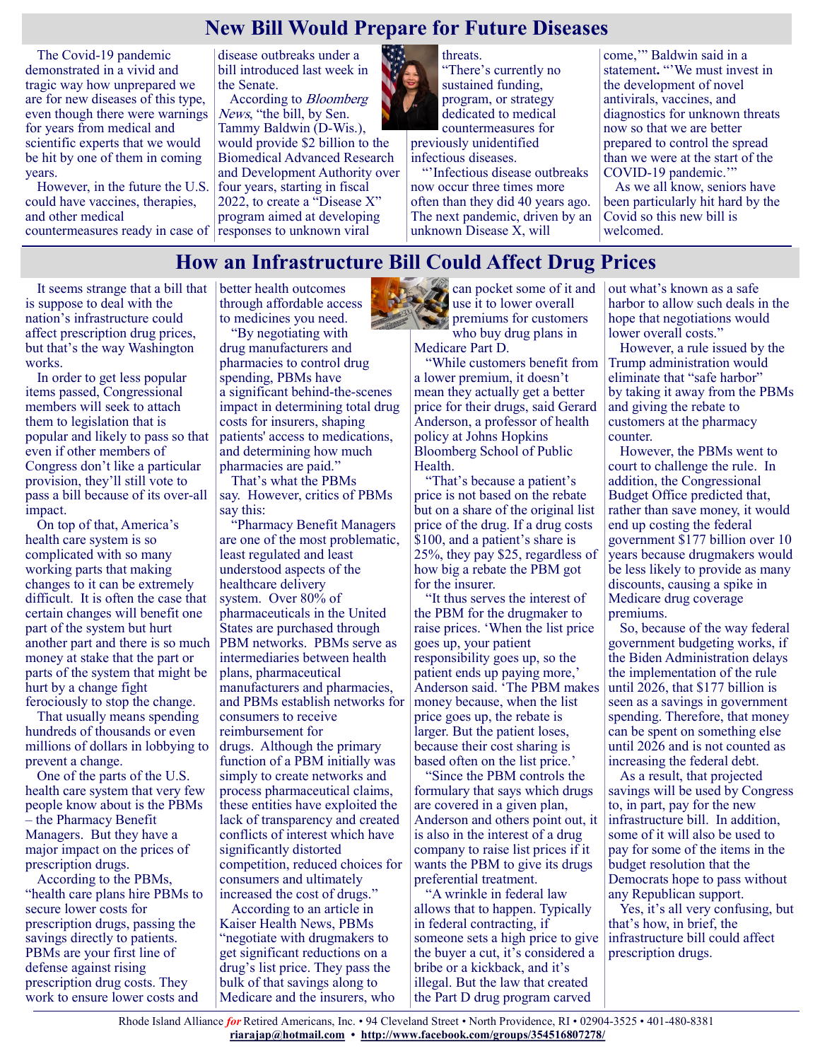# New Bill Would Prepare for Future Diseases

The Covid-19 pandemic demonstrated in a vivid and tragic way how unprepared we are for new diseases of this type, even though there were warnings for years from medical and scientific experts that we would be hit by one of them in coming years.

However, in the future the U.S. could have vaccines, therapies, and other medical countermeasures ready in case of disease outbreaks under a bill introduced last week in the Senate.

According to *Bloomberg News*, "the bill, by Sen. Tammy Baldwin (D-Wis.), would provide $2 billion to the Biomedical Advanced Research and Development Authority over four years, starting in fiscal 2022, to create a "Disease X" program aimed at developing responses to unknown viral threats.

"There's currently no sustained funding, program, or strategy dedicated to medical countermeasures for previously unidentified infectious diseases.

"'Infectious disease outbreaks now occur three times more often than they did 40 years ago. The next pandemic, driven by an unknown Disease X, will come,'" Baldwin said in a statement**.** "'We must invest in the development of novel antivirals, vaccines, and diagnostics for unknown threats now so that we are better prepared to control the spread than we were at the start of the COVID-19 pandemic.'"

As we all know, seniors have been particularly hit hard by the Covid so this new bill is welcomed.

# How an Infrastructure Bill Could Affect Drug Prices

It seems strange that a bill that is suppose to deal with the nation's infrastructure could affect prescription drug prices, but that's the way Washington works.

In order to get less popular items passed, Congressional members will seek to attach them to legislation that is popular and likely to pass so that even if other members of Congress don't like a particular provision, they'll still vote to pass a bill because of its over-all impact.

On top of that, America's health care system is so complicated with so many working parts that making changes to it can be extremely difficult. It is often the case that certain changes will benefit one part of the system but hurt another part and there is so much money at stake that the part or parts of the system that might be hurt by a change fight ferociously to stop the change.

That usually means spending hundreds of thousands or even millions of dollars in lobbying to prevent a change.

One of the parts of the U.S. health care system that very few people know about is the PBMs – the Pharmacy Benefit Managers. But they have a major impact on the prices of prescription drugs.

According to the PBMs, "health care plans hire PBMs to secure lower costs for prescription drugs, passing the savings directly to patients. PBMs are your first line of defense against rising prescription drug costs. They work to ensure lower costs and better health outcomes through affordable access to medicines you need.

"By negotiating with drug manufacturers and pharmacies to control drug spending, PBMs have a significant behind-the-scenes impact in determining total drug costs for insurers, shaping patients' access to medications, and determining how much pharmacies are paid."

That's what the PBMs say. However, critics of PBMs say this:

"Pharmacy Benefit Managers are one of the most problematic, least regulated and least understood aspects of the healthcare delivery system. Over 80% of pharmaceuticals in the United States are purchased through PBM networks. PBMs serve as intermediaries between health plans, pharmaceutical manufacturers and pharmacies, and PBMs establish networks for consumers to receive reimbursement for drugs. Although the primary function of a PBM initially was simply to create networks and process pharmaceutical claims, these entities have exploited the lack of transparency and created conflicts of interest which have significantly distorted competition, reduced choices for consumers and ultimately increased the cost of drugs."

According to an article in Kaiser Health News, PBMs "negotiate with drugmakers to get significant reductions on a drug's list price. They pass the bulk of that savings along to Medicare and the insurers, who can pocket some of it and use it to lower overall premiums for customers who buy drug plans in Medicare Part D.

"While customers benefit from a lower premium, it doesn't mean they actually get a better price for their drugs, said Gerard Anderson, a professor of health policy at Johns Hopkins Bloomberg School of Public Health.

"That's because a patient's price is not based on the rebate but on a share of the original list price of the drug. If a drug costs $100, and a patient's share is 25%, they pay $25, regardless of how big a rebate the PBM got for the insurer.

"It thus serves the interest of the PBM for the drugmaker to raise prices. 'When the list price goes up, your patient responsibility goes up, so the patient ends up paying more,' Anderson said. 'The PBM makes money because, when the list price goes up, the rebate is larger. But the patient loses, because their cost sharing is based often on the list price.'

"Since the PBM controls the formulary that says which drugs are covered in a given plan, Anderson and others point out, it is also in the interest of a drug company to raise list prices if it wants the PBM to give its drugs preferential treatment.

"A wrinkle in federal law allows that to happen. Typically in federal contracting, if someone sets a high price to give the buyer a cut, it's considered a bribe or a kickback, and it's illegal. But the law that created the Part D drug program carved out what's known as a safe harbor to allow such deals in the hope that negotiations would lower overall costs."

However, a rule issued by the Trump administration would eliminate that "safe harbor" by taking it away from the PBMs and giving the rebate to customers at the pharmacy counter.

However, the PBMs went to court to challenge the rule. In addition, the Congressional Budget Office predicted that, rather than save money, it would end up costing the federal government $177 billion over 10 years because drugmakers would be less likely to provide as many discounts, causing a spike in Medicare drug coverage premiums.

So, because of the way federal government budgeting works, if the Biden Administration delays the implementation of the rule until 2026, that $177 billion is seen as a savings in government spending. Therefore, that money can be spent on something else until 2026 and is not counted as increasing the federal debt.

As a result, that projected savings will be used by Congress to, in part, pay for the new infrastructure bill. In addition, some of it will also be used to pay for some of the items in the budget resolution that the Democrats hope to pass without any Republican support.

Yes, it's all very confusing, but that's how, in brief, the infrastructure bill could affect prescription drugs.

Rhode Island Alliance *for* Retired Americans, Inc. • 94 Cleveland Street • North Providence, RI • 02904-3525 • 401-480-8381
riarajap@hotmail.com • http://www.facebook.com/groups/354516807278/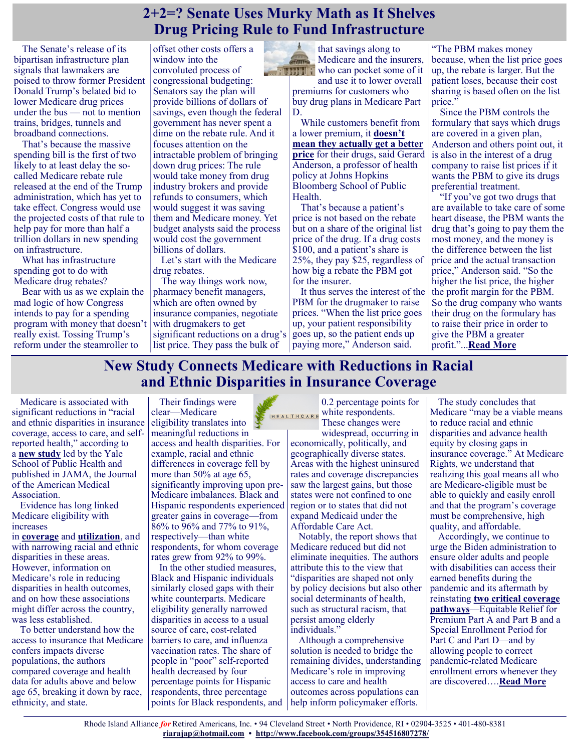# 2+2=? Senate Uses Murky Math as It Shelves Drug Pricing Rule to Fund Infrastructure

The Senate's release of its bipartisan infrastructure plan signals that lawmakers are poised to throw former President Donald Trump's belated bid to lower Medicare drug prices under the bus — not to mention trains, bridges, tunnels and broadband connections.

That's because the massive spending bill is the first of two likely to at least delay the so-called Medicare rebate rule released at the end of the Trump administration, which has yet to take effect. Congress would use the projected costs of that rule to help pay for more than half a trillion dollars in new spending on infrastructure.

What has infrastructure spending got to do with Medicare drug rebates?

Bear with us as we explain the mad logic of how Congress intends to pay for a spending program with money that doesn't really exist. Tossing Trump's reform under the steamroller to offset other costs offers a window into the convoluted process of congressional budgeting: Senators say the plan will provide billions of dollars of savings, even though the federal government has never spent a dime on the rebate rule. And it focuses attention on the intractable problem of bringing down drug prices: The rule would take money from drug industry brokers and provide refunds to consumers, which would suggest it was saving them and Medicare money. Yet budget analysts said the process would cost the government billions of dollars.

Let's start with the Medicare drug rebates.

The way things work now, pharmacy benefit managers, which are often owned by insurance companies, negotiate with drugmakers to get significant reductions on a drug's list price. They pass the bulk of that savings along to Medicare and the insurers, who can pocket some of it and use it to lower overall premiums for customers who buy drug plans in Medicare Part D.

While customers benefit from a lower premium, it **doesn't mean they actually get a better price** for their drugs, said Gerard Anderson, a professor of health policy at Johns Hopkins Bloomberg School of Public Health.

That's because a patient's price is not based on the rebate but on a share of the original list price of the drug. If a drug costs $100, and a patient's share is 25%, they pay $25, regardless of how big a rebate the PBM got for the insurer.

It thus serves the interest of the PBM for the drugmaker to raise prices. "When the list price goes up, your patient responsibility goes up, so the patient ends up paying more," Anderson said. "The PBM makes money because, when the list price goes up, the rebate is larger. But the patient loses, because their cost sharing is based often on the list price."

Since the PBM controls the formulary that says which drugs are covered in a given plan, Anderson and others point out, it is also in the interest of a drug company to raise list prices if it wants the PBM to give its drugs preferential treatment.

"If you've got two drugs that are available to take care of some heart disease, the PBM wants the drug that's going to pay them the most money, and the money is the difference between the list price and the actual transaction price," Anderson said. "So the higher the list price, the higher the profit margin for the PBM. So the drug company who wants their drug on the formulary has to raise their price in order to give the PBM a greater profit."...**Read More**

# New Study Connects Medicare with Reductions in Racial and Ethnic Disparities in Insurance Coverage

Medicare is associated with significant reductions in "racial and ethnic disparities in insurance coverage, access to care, and self-reported health," according to a **new study** led by the Yale School of Public Health and published in JAMA, the Journal of the American Medical Association.

Evidence has long linked Medicare eligibility with increases in **coverage** and **utilization**, and with narrowing racial and ethnic disparities in these areas. However, information on Medicare's role in reducing disparities in health outcomes, and on how these associations might differ across the country, was less established.

To better understand how the access to insurance that Medicare confers impacts diverse populations, the authors compared coverage and health data for adults above and below age 65, breaking it down by race, ethnicity, and state.

Their findings were clear—Medicare eligibility translates into meaningful reductions in access and health disparities. For example, racial and ethnic differences in coverage fell by more than 50% at age 65, significantly improving upon pre-Medicare imbalances. Black and Hispanic respondents experienced greater gains in coverage—from 86% to 96% and 77% to 91%, respectively—than white respondents, for whom coverage rates grew from 92% to 99%.

In the other studied measures, Black and Hispanic individuals similarly closed gaps with their white counterparts. Medicare eligibility generally narrowed disparities in access to a usual source of care, cost-related barriers to care, and influenza vaccination rates. The share of people in "poor" self-reported health decreased by four percentage points for Hispanic respondents, three percentage points for Black respondents, and 0.2 percentage points for white respondents.

These changes were widespread, occurring in economically, politically, and geographically diverse states. Areas with the highest uninsured rates and coverage discrepancies saw the largest gains, but those states were not confined to one region or to states that did not expand Medicaid under the Affordable Care Act.

Notably, the report shows that Medicare reduced but did not eliminate inequities. The authors attribute this to the view that "disparities are shaped not only by policy decisions but also other social determinants of health, such as structural racism, that persist among elderly individuals."

Although a comprehensive solution is needed to bridge the remaining divides, understanding Medicare's role in improving access to care and health outcomes across populations can help inform policymaker efforts.

The study concludes that Medicare "may be a viable means to reduce racial and ethnic disparities and advance health equity by closing gaps in insurance coverage." At Medicare Rights, we understand that realizing this goal means all who are Medicare-eligible must be able to quickly and easily enroll and that the program's coverage must be comprehensive, high quality, and affordable.

Accordingly, we continue to urge the Biden administration to ensure older adults and people with disabilities can access their earned benefits during the pandemic and its aftermath by reinstating **two critical coverage pathways**—Equitable Relief for Premium Part A and Part B and a Special Enrollment Period for Part C and Part D—and by allowing people to correct pandemic-related Medicare enrollment errors whenever they are discovered….**Read More**

Rhode Island Alliance *for* Retired Americans, Inc. • 94 Cleveland Street • North Providence, RI • 02904-3525 • 401-480-8381
**riarajap@hotmail.com** • **http://www.facebook.com/groups/354516807278/**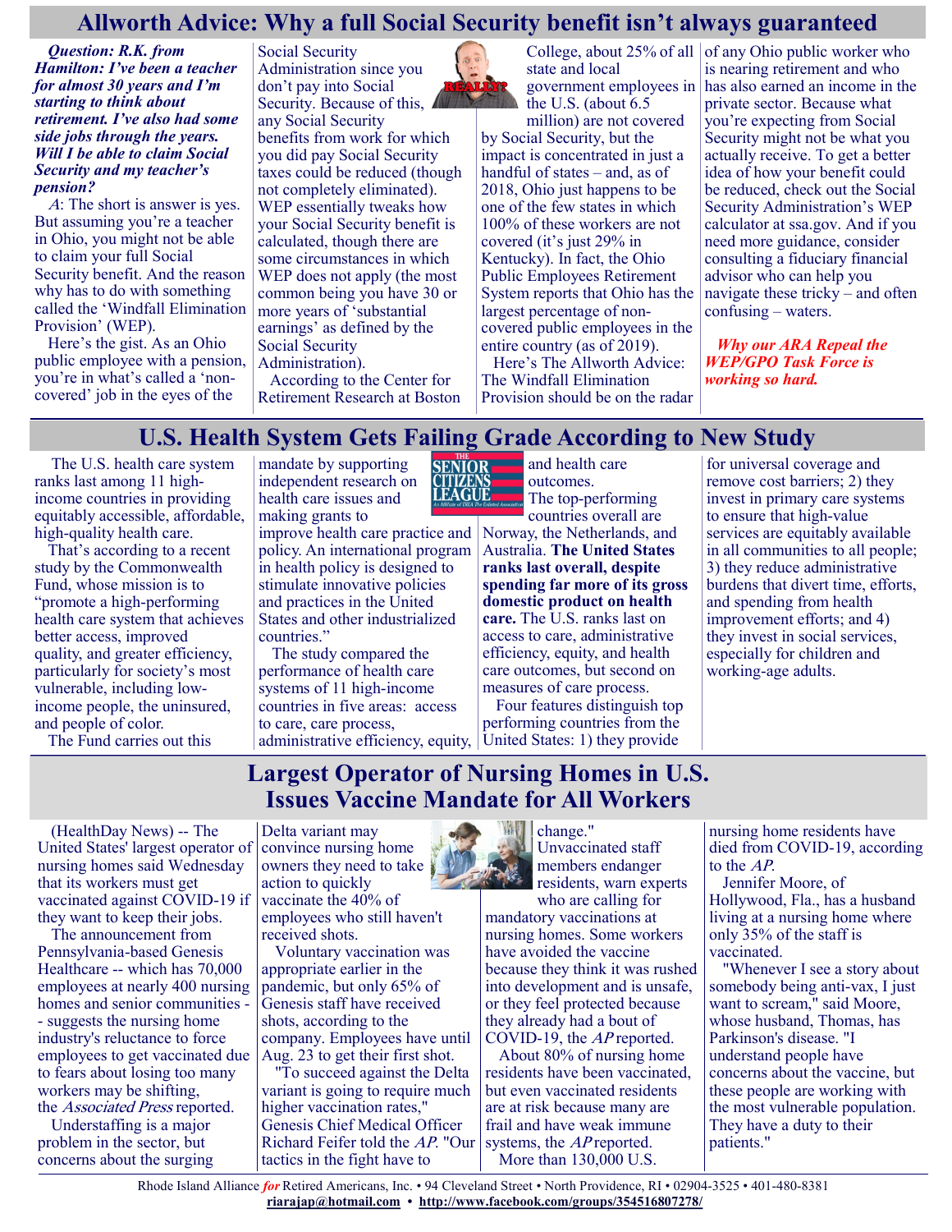## Allworth Advice: Why a full Social Security benefit isn't always guaranteed

***Question: R.K. from Hamilton: I've been a teacher for almost 30 years and I'm starting to think about retirement. I've also had some side jobs through the years. Will I be able to claim Social Security and my teacher's pension?***

*A*: The short is answer is yes. But assuming you're a teacher in Ohio, you might not be able to claim your full Social Security benefit. And the reason why has to do with something called the 'Windfall Elimination Provision' (WEP).

Here's the gist. As an Ohio public employee with a pension, you're in what's called a 'non-covered' job in the eyes of the Social Security Administration since you don't pay into Social Security. Because of this, any Social Security benefits from work for which you did pay Social Security taxes could be reduced (though not completely eliminated). WEP essentially tweaks how your Social Security benefit is calculated, though there are some circumstances in which WEP does not apply (the most common being you have 30 or more years of 'substantial earnings' as defined by the Social Security Administration).

According to the Center for Retirement Research at Boston College, about 25% of all state and local government employees in the U.S. (about 6.5 million) are not covered by Social Security, but the impact is concentrated in just a handful of states – and, as of 2018, Ohio just happens to be one of the few states in which 100% of these workers are not covered (it's just 29% in Kentucky). In fact, the Ohio Public Employees Retirement System reports that Ohio has the largest percentage of non-covered public employees in the entire country (as of 2019).

Here's The Allworth Advice: The Windfall Elimination Provision should be on the radar of any Ohio public worker who is nearing retirement and who has also earned an income in the private sector. Because what you're expecting from Social Security might not be what you actually receive. To get a better idea of how your benefit could be reduced, check out the Social Security Administration's WEP calculator at ssa.gov. And if you need more guidance, consider consulting a fiduciary financial advisor who can help you navigate these tricky – and often confusing – waters.

***Why our ARA Repeal the WEP/GPO Task Force is working so hard.***

## U.S. Health System Gets Failing Grade According to New Study

The U.S. health care system ranks last among 11 high-income countries in providing equitably accessible, affordable, high-quality health care.

That's according to a recent study by the Commonwealth Fund, whose mission is to "promote a high-performing health care system that achieves better access, improved quality, and greater efficiency, particularly for society's most vulnerable, including low-income people, the uninsured, and people of color.

The Fund carries out this mandate by supporting independent research on health care issues and making grants to improve health care practice and policy. An international program in health policy is designed to stimulate innovative policies and practices in the United States and other industrialized countries."

The study compared the performance of health care systems of 11 high-income countries in five areas: access to care, care process, administrative efficiency, equity, and health care outcomes.

The top-performing countries overall are Norway, the Netherlands, and Australia. **The United States ranks last overall, despite spending far more of its gross domestic product on health care.** The U.S. ranks last on access to care, administrative efficiency, equity, and health care outcomes, but second on measures of care process.

Four features distinguish top performing countries from the United States: 1) they provide for universal coverage and remove cost barriers; 2) they invest in primary care systems to ensure that high-value services are equitably available in all communities to all people; 3) they reduce administrative burdens that divert time, efforts, and spending from health improvement efforts; and 4) they invest in social services, especially for children and working-age adults.

## Largest Operator of Nursing Homes in U.S. Issues Vaccine Mandate for All Workers

(HealthDay News) -- The United States' largest operator of nursing homes said Wednesday that its workers must get vaccinated against COVID-19 if they want to keep their jobs.

The announcement from Pennsylvania-based Genesis Healthcare -- which has 70,000 employees at nearly 400 nursing homes and senior communities -- suggests the nursing home industry's reluctance to force employees to get vaccinated due to fears about losing too many workers may be shifting, the *Associated Press* reported.

Understaffing is a major problem in the sector, but concerns about the surging Delta variant may convince nursing home owners they need to take action to quickly vaccinate the 40% of employees who still haven't received shots.

Voluntary vaccination was appropriate earlier in the pandemic, but only 65% of Genesis staff have received shots, according to the company. Employees have until Aug. 23 to get their first shot.

"To succeed against the Delta variant is going to require much higher vaccination rates," Genesis Chief Medical Officer Richard Feifer told the *AP*. "Our tactics in the fight have to change."

Unvaccinated staff members endanger residents, warn experts who are calling for mandatory vaccinations at nursing homes. Some workers have avoided the vaccine because they think it was rushed into development and is unsafe, or they feel protected because they already had a bout of COVID-19, the *AP* reported.

About 80% of nursing home residents have been vaccinated, but even vaccinated residents are at risk because many are frail and have weak immune systems, the *AP* reported.

More than 130,000 U.S. nursing home residents have died from COVID-19, according to the *AP*.

Jennifer Moore, of Hollywood, Fla., has a husband living at a nursing home where only 35% of the staff is vaccinated.

"Whenever I see a story about somebody being anti-vax, I just want to scream," said Moore, whose husband, Thomas, has Parkinson's disease. "I understand people have concerns about the vaccine, but these people are working with the most vulnerable population. They have a duty to their patients."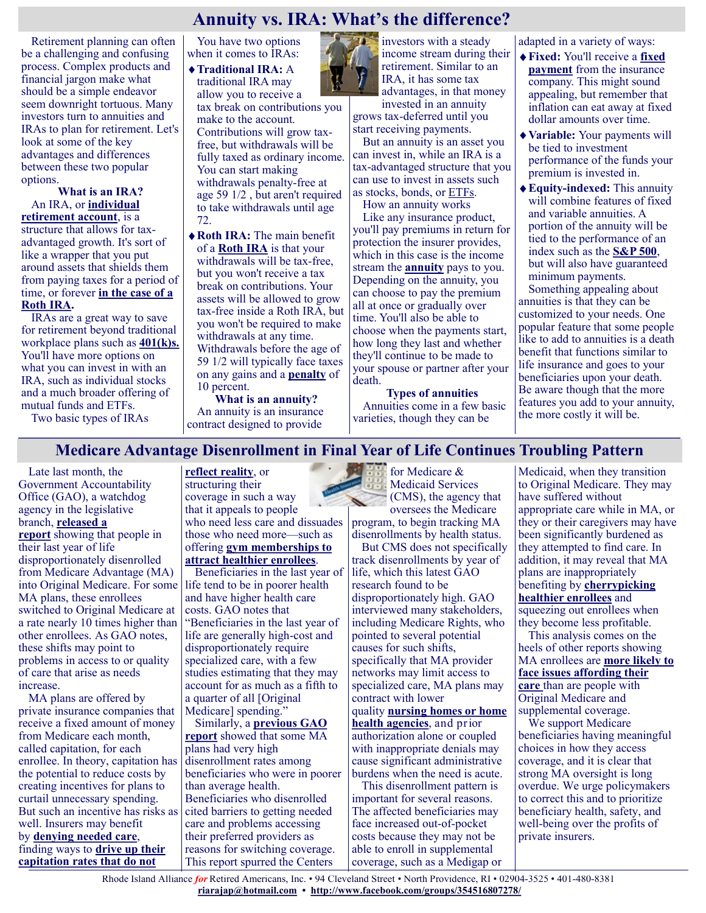# Annuity vs. IRA: What's the difference?

Retirement planning can often be a challenging and confusing process. Complex products and financial jargon make what should be a simple endeavor seem downright tortuous. Many investors turn to annuities and IRAs to plan for retirement. Let's look at some of the key advantages and differences between these two popular options.

### What is an IRA?

An IRA, or **individual retirement account**, is a structure that allows for tax-advantaged growth. It's sort of like a wrapper that you put around assets that shields them from paying taxes for a period of time, or forever **in the case of a Roth IRA**.

IRAs are a great way to save for retirement beyond traditional workplace plans such as **401(k)s.** You'll have more options on what you can invest in with an IRA, such as individual stocks and a much broader offering of mutual funds and ETFs.

Two basic types of IRAs

You have two options when it comes to IRAs:

- **Traditional IRA:** A traditional IRA may allow you to receive a tax break on contributions you make to the account. Contributions will grow tax-free, but withdrawals will be fully taxed as ordinary income. You can start making withdrawals penalty-free at age 59 1/2 , but aren't required to take withdrawals until age 72.
- **Roth IRA:** The main benefit of a **Roth IRA** is that your withdrawals will be tax-free, but you won't receive a tax break on contributions. Your assets will be allowed to grow tax-free inside a Roth IRA, but you won't be required to make withdrawals at any time. Withdrawals before the age of 59 1/2 will typically face taxes on any gains and a **penalty** of 10 percent.

### What is an annuity?

An annuity is an insurance contract designed to provide investors with a steady income stream during their retirement. Similar to an IRA, it has some tax advantages, in that money invested in an annuity grows tax-deferred until you start receiving payments.

But an annuity is an asset you can invest in, while an IRA is a tax-advantaged structure that you can use to invest in assets such as stocks, bonds, or ETFs.

How an annuity works

Like any insurance product, you'll pay premiums in return for protection the insurer provides, which in this case is the income stream the **annuity** pays to you. Depending on the annuity, you can choose to pay the premium all at once or gradually over time. You'll also be able to choose when the payments start, how long they last and whether they'll continue to be made to your spouse or partner after your death.

### Types of annuities

Annuities come in a few basic varieties, though they can be adapted in a variety of ways:

- **Fixed:** You'll receive a **fixed payment** from the insurance company. This might sound appealing, but remember that inflation can eat away at fixed dollar amounts over time.
- **Variable:** Your payments will be tied to investment performance of the funds your premium is invested in.
- **Equity-indexed:** This annuity will combine features of fixed and variable annuities. A portion of the annuity will be tied to the performance of an index such as the **S&P 500**, but will also have guaranteed minimum payments.

Something appealing about annuities is that they can be customized to your needs. One popular feature that some people like to add to annuities is a death benefit that functions similar to life insurance and goes to your beneficiaries upon your death. Be aware though that the more features you add to your annuity, the more costly it will be.

# Medicare Advantage Disenrollment in Final Year of Life Continues Troubling Pattern

Late last month, the Government Accountability Office (GAO), a watchdog agency in the legislative branch, **released a report** showing that people in their last year of life disproportionately disenrolled from Medicare Advantage (MA) into Original Medicare. For some MA plans, these enrollees switched to Original Medicare at a rate nearly 10 times higher than other enrollees. As GAO notes, these shifts may point to problems in access to or quality of care that arise as needs increase.

MA plans are offered by private insurance companies that receive a fixed amount of money from Medicare each month, called capitation, for each enrollee. In theory, capitation has the potential to reduce costs by creating incentives for plans to curtail unnecessary spending. But such an incentive has risks as well. Insurers may benefit by **denying needed care**, finding ways to **drive up their capitation rates that do not reflect reality**, or structuring their coverage in such a way that it appeals to people who need less care and dissuades those who need more—such as offering **gym memberships to attract healthier enrollees**.

Beneficiaries in the last year of life tend to be in poorer health and have higher health care costs. GAO notes that "Beneficiaries in the last year of life are generally high-cost and disproportionately require specialized care, with a few studies estimating that they may account for as much as a fifth to a quarter of all [Original Medicare] spending."

Similarly, a **previous GAO report** showed that some MA plans had very high disenrollment rates among beneficiaries who were in poorer than average health. Beneficiaries who disenrolled cited barriers to getting needed care and problems accessing their preferred providers as reasons for switching coverage. This report spurred the Centers for Medicare & Medicaid Services (CMS), the agency that oversees the Medicare program, to begin tracking MA disenrollments by health status.

But CMS does not specifically track disenrollments by year of life, which this latest GAO research found to be disproportionately high. GAO interviewed many stakeholders, including Medicare Rights, who pointed to several potential causes for such shifts, specifically that MA provider networks may limit access to specialized care, MA plans may contract with lower quality **nursing homes or home health agencies**, and prior authorization alone or coupled with inappropriate denials may cause significant administrative burdens when the need is acute.

This disenrollment pattern is important for several reasons. The affected beneficiaries may face increased out-of-pocket costs because they may not be able to enroll in supplemental coverage, such as a Medigap or Medicaid, when they transition to Original Medicare. They may have suffered without appropriate care while in MA, or they or their caregivers may have been significantly burdened as they attempted to find care. In addition, it may reveal that MA plans are inappropriately benefiting by **cherrypicking healthier enrollees** and squeezing out enrollees when they become less profitable.

This analysis comes on the heels of other reports showing MA enrollees are **more likely to face issues affording their care** than are people with Original Medicare and supplemental coverage.

We support Medicare beneficiaries having meaningful choices in how they access coverage, and it is clear that strong MA oversight is long overdue. We urge policymakers to correct this and to prioritize beneficiary health, safety, and well-being over the profits of private insurers.

Rhode Island Alliance *for* Retired Americans, Inc. • 94 Cleveland Street • North Providence, RI • 02904-3525 • 401-480-8381
**riarajap@hotmail.com** • **http://www.facebook.com/groups/354516807278/**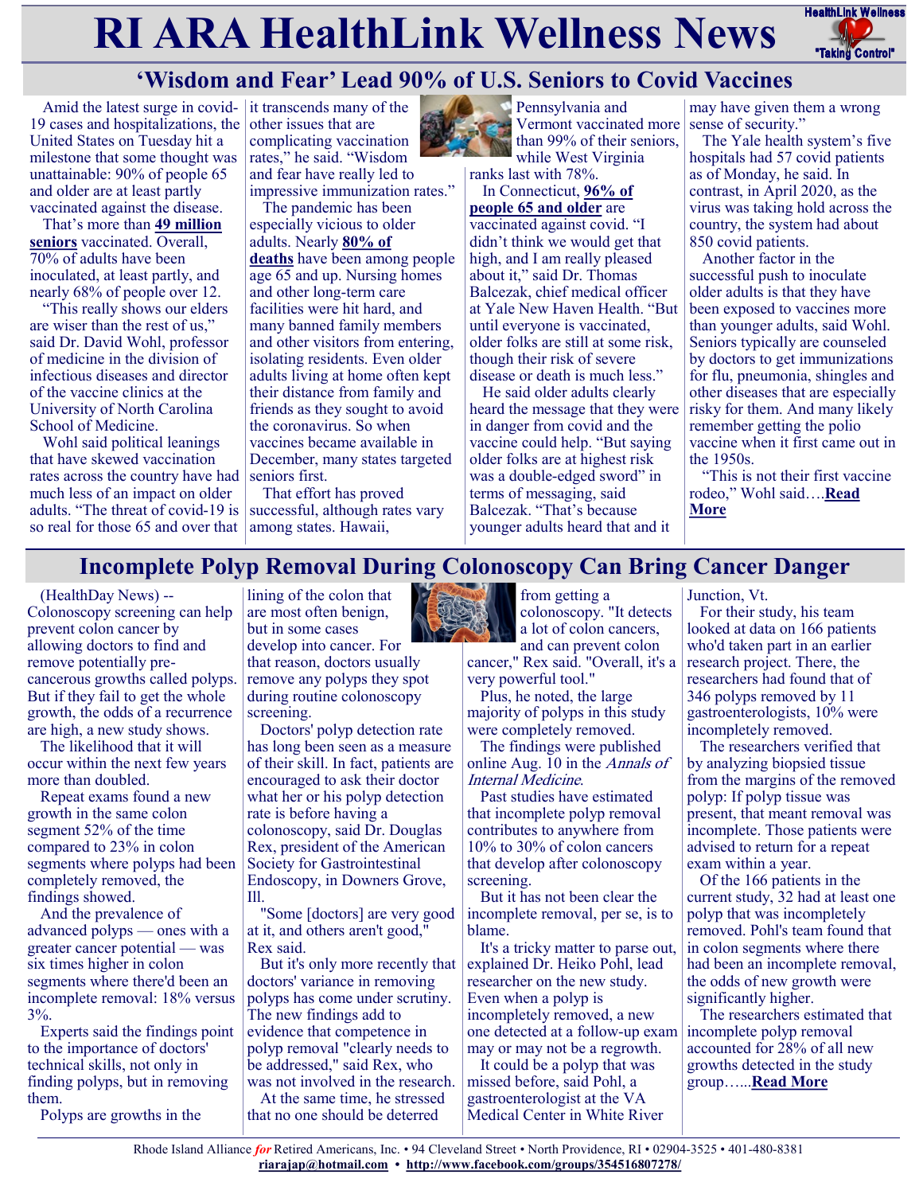# RI ARA HealthLink Wellness News

## 'Wisdom and Fear' Lead 90% of U.S. Seniors to Covid Vaccines

Amid the latest surge in covid-19 cases and hospitalizations, the United States on Tuesday hit a milestone that some thought was unattainable: 90% of people 65 and older are at least partly vaccinated against the disease.

That's more than **49 million seniors** vaccinated. Overall, 70% of adults have been inoculated, at least partly, and nearly 68% of people over 12.

"This really shows our elders are wiser than the rest of us," said Dr. David Wohl, professor of medicine in the division of infectious diseases and director of the vaccine clinics at the University of North Carolina School of Medicine.

Wohl said political leanings that have skewed vaccination rates across the country have had much less of an impact on older adults. "The threat of covid-19 is so real for those 65 and over that it transcends many of the other issues that are complicating vaccination rates," he said. "Wisdom and fear have really led to impressive immunization rates."

The pandemic has been especially vicious to older adults. Nearly **80% of deaths** have been among people age 65 and up. Nursing homes and other long-term care facilities were hit hard, and many banned family members and other visitors from entering, isolating residents. Even older adults living at home often kept their distance from family and friends as they sought to avoid the coronavirus. So when vaccines became available in December, many states targeted seniors first.

That effort has proved successful, although rates vary among states. Hawaii, Pennsylvania and Vermont vaccinated more than 99% of their seniors, while West Virginia ranks last with 78%.

In Connecticut, **96% of people 65 and older** are vaccinated against covid. "I didn't think we would get that high, and I am really pleased about it," said Dr. Thomas Balcezak, chief medical officer at Yale New Haven Health. "But until everyone is vaccinated, older folks are still at some risk, though their risk of severe disease or death is much less."

He said older adults clearly heard the message that they were in danger from covid and the vaccine could help. "But saying older folks are at highest risk was a double-edged sword" in terms of messaging, said Balcezak. "That's because younger adults heard that and it may have given them a wrong sense of security."

The Yale health system's five hospitals had 57 covid patients as of Monday, he said. In contrast, in April 2020, as the virus was taking hold across the country, the system had about 850 covid patients.

Another factor in the successful push to inoculate older adults is that they have been exposed to vaccines more than younger adults, said Wohl. Seniors typically are counseled by doctors to get immunizations for flu, pneumonia, shingles and other diseases that are especially risky for them. And many likely remember getting the polio vaccine when it first came out in the 1950s.

"This is not their first vaccine rodeo," Wohl said….**Read More**

## Incomplete Polyp Removal During Colonoscopy Can Bring Cancer Danger

(HealthDay News) -- Colonoscopy screening can help prevent colon cancer by allowing doctors to find and remove potentially pre-cancerous growths called polyps. But if they fail to get the whole growth, the odds of a recurrence are high, a new study shows.

The likelihood that it will occur within the next few years more than doubled.

Repeat exams found a new growth in the same colon segment 52% of the time compared to 23% in colon segments where polyps had been completely removed, the findings showed.

And the prevalence of advanced polyps — ones with a greater cancer potential — was six times higher in colon segments where there'd been an incomplete removal: 18% versus 3%.

Experts said the findings point to the importance of doctors' technical skills, not only in finding polyps, but in removing them.

Polyps are growths in the lining of the colon that are most often benign, but in some cases develop into cancer. For that reason, doctors usually remove any polyps they spot during routine colonoscopy screening.

Doctors' polyp detection rate has long been seen as a measure of their skill. In fact, patients are encouraged to ask their doctor what her or his polyp detection rate is before having a colonoscopy, said Dr. Douglas Rex, president of the American Society for Gastrointestinal Endoscopy, in Downers Grove, Ill.

"Some [doctors] are very good at it, and others aren't good," Rex said.

But it's only more recently that doctors' variance in removing polyps has come under scrutiny. The new findings add to evidence that competence in polyp removal "clearly needs to be addressed," said Rex, who was not involved in the research.

At the same time, he stressed that no one should be deterred from getting a colonoscopy. "It detects a lot of colon cancers, and can prevent colon cancer," Rex said. "Overall, it's a very powerful tool."

Plus, he noted, the large majority of polyps in this study were completely removed.

The findings were published online Aug. 10 in the *Annals of Internal Medicine*.

Past studies have estimated that incomplete polyp removal contributes to anywhere from 10% to 30% of colon cancers that develop after colonoscopy screening.

But it has not been clear the incomplete removal, per se, is to blame.

It's a tricky matter to parse out, explained Dr. Heiko Pohl, lead researcher on the new study. Even when a polyp is incompletely removed, a new one detected at a follow-up exam may or may not be a regrowth.

It could be a polyp that was missed before, said Pohl, a gastroenterologist at the VA Medical Center in White River Junction, Vt.

For their study, his team looked at data on 166 patients who'd taken part in an earlier research project. There, the researchers had found that of 346 polyps removed by 11 gastroenterologists, 10% were incompletely removed.

The researchers verified that by analyzing biopsied tissue from the margins of the removed polyp: If polyp tissue was present, that meant removal was incomplete. Those patients were advised to return for a repeat exam within a year.

Of the 166 patients in the current study, 32 had at least one polyp that was incompletely removed. Pohl's team found that in colon segments where there had been an incomplete removal, the odds of new growth were significantly higher.

The researchers estimated that incomplete polyp removal accounted for 28% of all new growths detected in the study group…...**Read More**

Rhode Island Alliance *for* Retired Americans, Inc. • 94 Cleveland Street • North Providence, RI • 02904-3525 • 401-480-8381
**riarajap@hotmail.com** • **http://www.facebook.com/groups/354516807278/**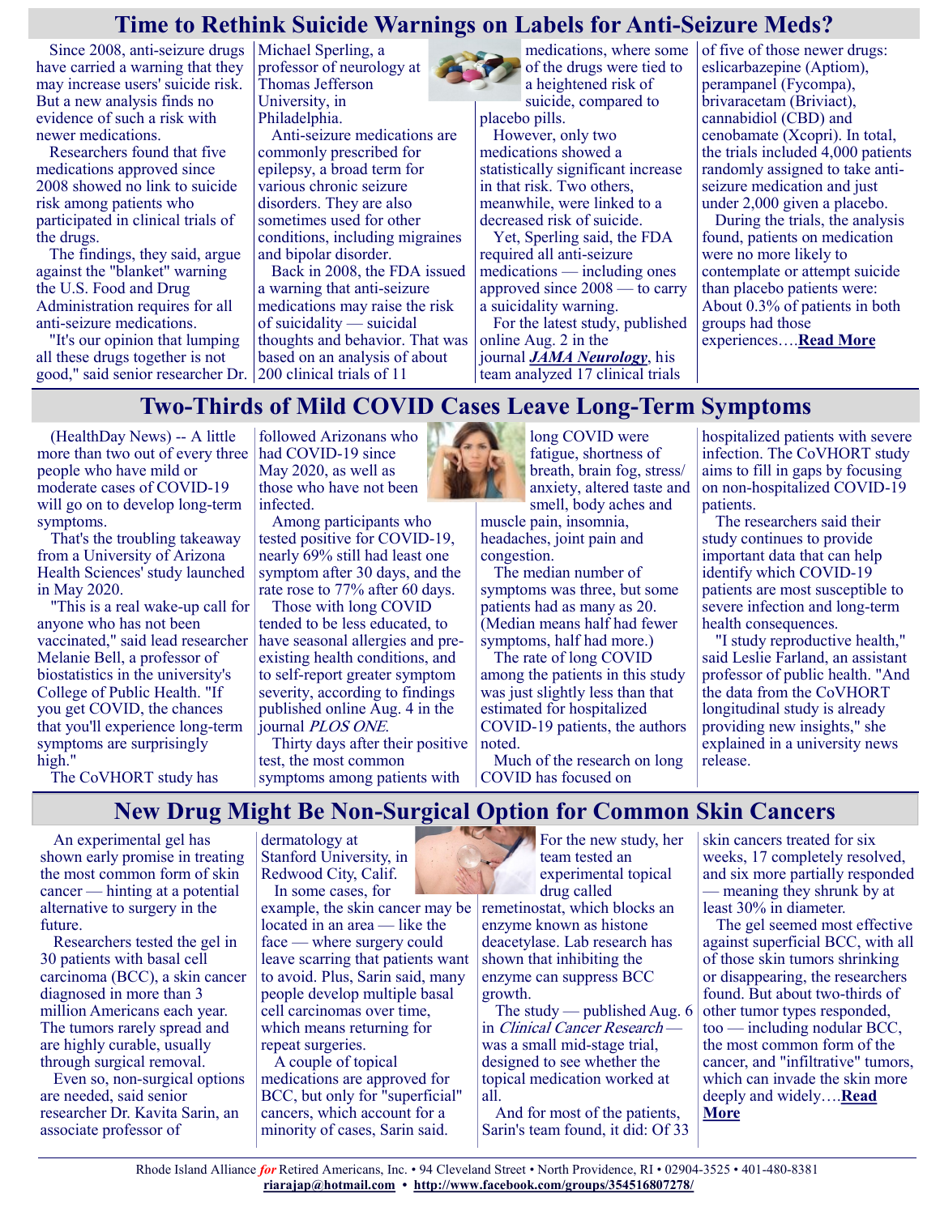## Time to Rethink Suicide Warnings on Labels for Anti-Seizure Meds?

Since 2008, anti-seizure drugs have carried a warning that they may increase users' suicide risk. But a new analysis finds no evidence of such a risk with newer medications.

Researchers found that five medications approved since 2008 showed no link to suicide risk among patients who participated in clinical trials of the drugs.

The findings, they said, argue against the "blanket" warning the U.S. Food and Drug Administration requires for all anti-seizure medications.

"It's our opinion that lumping all these drugs together is not good," said senior researcher Dr. Michael Sperling, a professor of neurology at Thomas Jefferson University, in Philadelphia.

Anti-seizure medications are commonly prescribed for epilepsy, a broad term for various chronic seizure disorders. They are also sometimes used for other conditions, including migraines and bipolar disorder.

Back in 2008, the FDA issued a warning that anti-seizure medications may raise the risk of suicidality — suicidal thoughts and behavior. That was based on an analysis of about 200 clinical trials of 11 medications, where some of the drugs were tied to a heightened risk of suicide, compared to placebo pills.

However, only two medications showed a statistically significant increase in that risk. Two others, meanwhile, were linked to a decreased risk of suicide.

Yet, Sperling said, the FDA required all anti-seizure medications — including ones approved since 2008 — to carry a suicidality warning.

For the latest study, published online Aug. 2 in the journal ***JAMA Neurology***, his team analyzed 17 clinical trials of five of those newer drugs: eslicarbazepine (Aptiom), perampanel (Fycompa), brivaracetam (Briviact), cannabidiol (CBD) and cenobamate (Xcopri). In total, the trials included 4,000 patients randomly assigned to take anti-seizure medication and just under 2,000 given a placebo.

During the trials, the analysis found, patients on medication were no more likely to contemplate or attempt suicide than placebo patients were: About 0.3% of patients in both groups had those experiences….**Read More**

## Two-Thirds of Mild COVID Cases Leave Long-Term Symptoms

(HealthDay News) -- A little more than two out of every three people who have mild or moderate cases of COVID-19 will go on to develop long-term symptoms.

That's the troubling takeaway from a University of Arizona Health Sciences' study launched in May 2020.

"This is a real wake-up call for anyone who has not been vaccinated," said lead researcher Melanie Bell, a professor of biostatistics in the university's College of Public Health. "If you get COVID, the chances that you'll experience long-term symptoms are surprisingly high."

The CoVHORT study has followed Arizonans who had COVID-19 since May 2020, as well as those who have not been infected.

Among participants who tested positive for COVID-19, nearly 69% still had least one symptom after 30 days, and the rate rose to 77% after 60 days.

Those with long COVID tended to be less educated, to have seasonal allergies and pre-existing health conditions, and to self-report greater symptom severity, according to findings published online Aug. 4 in the journal *PLOS ONE.*

Thirty days after their positive test, the most common symptoms among patients with long COVID were fatigue, shortness of breath, brain fog, stress/anxiety, altered taste and smell, body aches and muscle pain, insomnia, headaches, joint pain and congestion.

The median number of symptoms was three, but some patients had as many as 20. (Median means half had fewer symptoms, half had more.)

The rate of long COVID among the patients in this study was just slightly less than that estimated for hospitalized COVID-19 patients, the authors noted.

Much of the research on long COVID has focused on hospitalized patients with severe infection. The CoVHORT study aims to fill in gaps by focusing on non-hospitalized COVID-19 patients.

The researchers said their study continues to provide important data that can help identify which COVID-19 patients are most susceptible to severe infection and long-term health consequences.

"I study reproductive health," said Leslie Farland, an assistant professor of public health. "And the data from the CoVHORT longitudinal study is already providing new insights," she explained in a university news release.

## New Drug Might Be Non-Surgical Option for Common Skin Cancers

An experimental gel has shown early promise in treating the most common form of skin cancer — hinting at a potential alternative to surgery in the future.

Researchers tested the gel in 30 patients with basal cell carcinoma (BCC), a skin cancer diagnosed in more than 3 million Americans each year. The tumors rarely spread and are highly curable, usually through surgical removal.

Even so, non-surgical options are needed, said senior researcher Dr. Kavita Sarin, an associate professor of dermatology at Stanford University, in Redwood City, Calif.

In some cases, for example, the skin cancer may be located in an area — like the face — where surgery could leave scarring that patients want to avoid. Plus, Sarin said, many people develop multiple basal cell carcinomas over time, which means returning for repeat surgeries.

A couple of topical medications are approved for BCC, but only for "superficial" cancers, which account for a minority of cases, Sarin said.

For the new study, her team tested an experimental topical drug called remetinostat, which blocks an enzyme known as histone deacetylase. Lab research has shown that inhibiting the enzyme can suppress BCC growth.

The study — published Aug. 6 in *Clinical Cancer Research* — was a small mid-stage trial, designed to see whether the topical medication worked at all.

And for most of the patients, Sarin's team found, it did: Of 33 skin cancers treated for six weeks, 17 completely resolved, and six more partially responded — meaning they shrunk by at least 30% in diameter.

The gel seemed most effective against superficial BCC, with all of those skin tumors shrinking or disappearing, the researchers found. But about two-thirds of other tumor types responded, too — including nodular BCC, the most common form of the cancer, and "infiltrative" tumors, which can invade the skin more deeply and widely….**Read More**

Rhode Island Alliance *for* Retired Americans, Inc. • 94 Cleveland Street • North Providence, RI • 02904-3525 • 401-480-8381
**riarajap@hotmail.com** • **http://www.facebook.com/groups/354516807278/**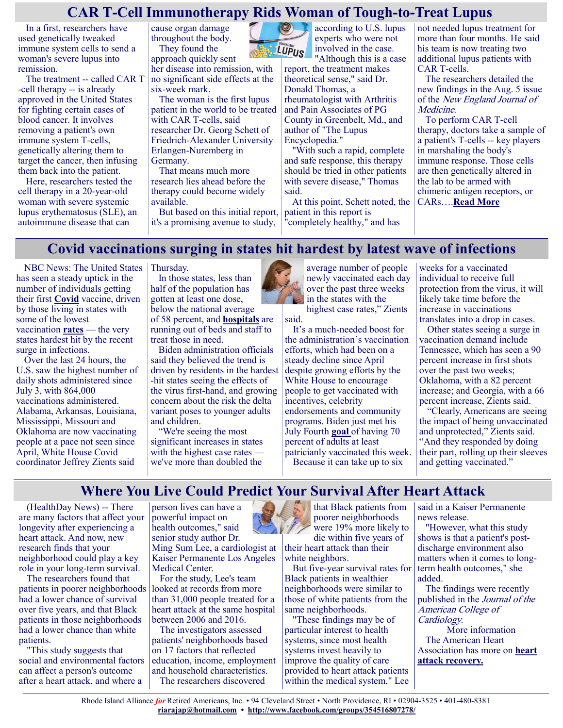# CAR T-Cell Immunotherapy Rids Woman of Tough-to-Treat Lupus

In a first, researchers have used genetically tweaked immune system cells to send a woman's severe lupus into remission.

The treatment -- called CAR T-cell therapy -- is already approved in the United States for fighting certain cases of blood cancer. It involves removing a patient's own immune system T-cells, genetically altering them to target the cancer, then infusing them back into the patient.

Here, researchers tested the cell therapy in a 20-year-old woman with severe systemic lupus erythematosus (SLE), an autoimmune disease that can cause organ damage throughout the body.

They found the approach quickly sent her disease into remission, with no significant side effects at the six-week mark.

The woman is the first lupus patient in the world to be treated with CAR T-cells, said researcher Dr. Georg Schett of Friedrich-Alexander University Erlangen-Nuremberg in Germany.

That means much more research lies ahead before the therapy could become widely available.

But based on this initial report, it's a promising avenue to study, according to U.S. lupus experts who were not involved in the case.

"Although this is a case report, the treatment makes theoretical sense," said Dr. Donald Thomas, a rheumatologist with Arthritis and Pain Associates of PG County in Greenbelt, Md., and author of "The Lupus Encyclopedia."

"With such a rapid, complete and safe response, this therapy should be tried in other patients with severe disease," Thomas said.

At this point, Schett noted, the patient in this report is "completely healthy," and has not needed lupus treatment for more than four months. He said his team is now treating two additional lupus patients with CAR T-cells.

The researchers detailed the new findings in the Aug. 5 issue of the *New England Journal of Medicine*.

To perform CAR T-cell therapy, doctors take a sample of a patient's T-cells -- key players in marshaling the body's immune response. Those cells are then genetically altered in the lab to be armed with chimeric antigen receptors, or CARs….**Read More**

# Covid vaccinations surging in states hit hardest by latest wave of infections

NBC News: The United States has seen a steady uptick in the number of individuals getting their first **Covid** vaccine, driven by those living in states with some of the lowest vaccination **rates** — the very states hardest hit by the recent surge in infections.

Over the last 24 hours, the U.S. saw the highest number of daily shots administered since July 3, with 864,000 vaccinations administered. Alabama, Arkansas, Louisiana, Mississippi, Missouri and Oklahoma are now vaccinating people at a pace not seen since April, White House Covid coordinator Jeffrey Zients said Thursday.

In those states, less than half of the population has gotten at least one dose, below the national average of 58 percent, and **hospitals** are running out of beds and staff to treat those in need.

Biden administration officials said they believed the trend is driven by residents in the hardest-hit states seeing the effects of the virus first-hand, and growing concern about the risk the delta variant poses to younger adults and children.

"We're seeing the most significant increases in states with the highest case rates — we've more than doubled the average number of people newly vaccinated each day over the past three weeks in the states with the highest case rates," Zients said.

It's a much-needed boost for the administration's vaccination efforts, which had been on a steady decline since April despite growing efforts by the White House to encourage people to get vaccinated with incentives, celebrity endorsements and community programs. Biden just met his July Fourth **goal** of having 70 percent of adults at least patricianly vaccinated this week.

Because it can take up to six weeks for a vaccinated individual to receive full protection from the virus, it will likely take time before the increase in vaccinations translates into a drop in cases.

Other states seeing a surge in vaccination demand include Tennessee, which has seen a 90 percent increase in first shots over the past two weeks; Oklahoma, with a 82 percent increase; and Georgia, with a 66 percent increase, Zients said.

"Clearly, Americans are seeing the impact of being unvaccinated and unprotected," Zients said. "And they responded by doing their part, rolling up their sleeves and getting vaccinated."

# Where You Live Could Predict Your Survival After Heart Attack

(HealthDay News) -- There are many factors that affect your longevity after experiencing a heart attack. And now, new research finds that your neighborhood could play a key role in your long-term survival.

The researchers found that patients in poorer neighborhoods had a lower chance of survival over five years, and that Black patients in those neighborhoods had a lower chance than white patients.

"This study suggests that social and environmental factors can affect a person's outcome after a heart attack, and where a person lives can have a powerful impact on health outcomes," said senior study author Dr. Ming Sum Lee, a cardiologist at Kaiser Permanente Los Angeles Medical Center.

For the study, Lee's team looked at records from more than 31,000 people treated for a heart attack at the same hospital between 2006 and 2016.

The investigators assessed patients' neighborhoods based on 17 factors that reflected education, income, employment and household characteristics.

The researchers discovered that Black patients from poorer neighborhoods were 19% more likely to die within five years of their heart attack than their white neighbors.

But five-year survival rates for Black patients in wealthier neighborhoods were similar to those of white patients from the same neighborhoods.

"These findings may be of particular interest to health systems, since most health systems invest heavily to improve the quality of care provided to heart attack patients within the medical system," Lee said in a Kaiser Permanente news release.

"However, what this study shows is that a patient's post-discharge environment also matters when it comes to long-term health outcomes," she added.

The findings were recently published in the *Journal of the American College of Cardiology.*

More information

The American Heart Association has more on **heart attack recovery.**

Rhode Island Alliance *for* Retired Americans, Inc. • 94 Cleveland Street • North Providence, RI • 02904-3525 • 401-480-8381
**riarajap@hotmail.com** • **http://www.facebook.com/groups/354516807278/**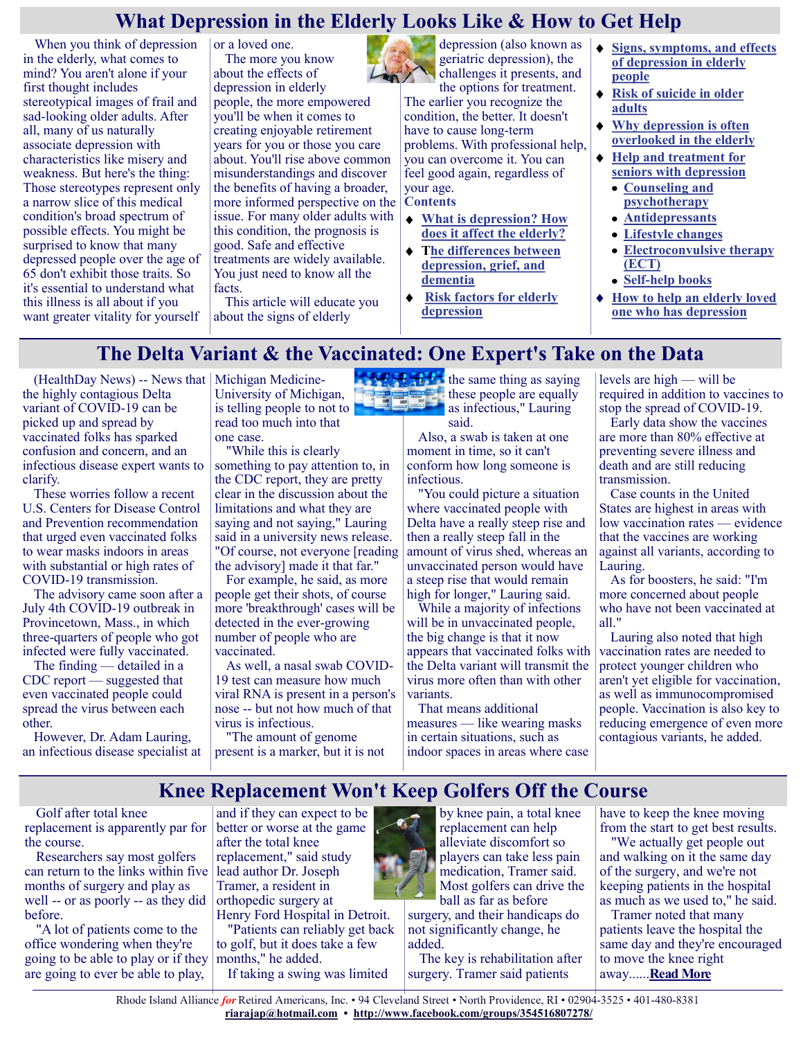# What Depression in the Elderly Looks Like & How to Get Help

When you think of depression in the elderly, what comes to mind? You aren't alone if your first thought includes stereotypical images of frail and sad-looking older adults. After all, many of us naturally associate depression with characteristics like misery and weakness. But here's the thing: Those stereotypes represent only a narrow slice of this medical condition's broad spectrum of possible effects. You might be surprised to know that many depressed people over the age of 65 don't exhibit those traits. So it's essential to understand what this illness is all about if you want greater vitality for yourself or a loved one.

The more you know about the effects of depression in elderly people, the more empowered you'll be when it comes to creating enjoyable retirement years for you or those you care about. You'll rise above common misunderstandings and discover the benefits of having a broader, more informed perspective on the issue. For many older adults with this condition, the prognosis is good. Safe and effective treatments are widely available. You just need to know all the facts.

This article will educate you about the signs of elderly depression (also known as geriatric depression), the challenges it presents, and the options for treatment. The earlier you recognize the condition, the better. It doesn't have to cause long-term problems. With professional help, you can overcome it. You can feel good again, regardless of your age.

**Contents**

- What is depression? How does it affect the elderly?
- The differences between depression, grief, and dementia
- Risk factors for elderly depression
- Signs, symptoms, and effects of depression in elderly people
- Risk of suicide in older adults
- Why depression is often overlooked in the elderly
- Help and treatment for seniors with depression
  - Counseling and psychotherapy
  - Antidepressants
  - Lifestyle changes
  - Electroconvulsive therapy (ECT)
  - Self-help books
- How to help an elderly loved one who has depression

# The Delta Variant & the Vaccinated: One Expert's Take on the Data

(HealthDay News) -- News that the highly contagious Delta variant of COVID-19 can be picked up and spread by vaccinated folks has sparked confusion and concern, and an infectious disease expert wants to clarify.

These worries follow a recent U.S. Centers for Disease Control and Prevention recommendation that urged even vaccinated folks to wear masks indoors in areas with substantial or high rates of COVID-19 transmission.

The advisory came soon after a July 4th COVID-19 outbreak in Provincetown, Mass., in which three-quarters of people who got infected were fully vaccinated.

The finding — detailed in a CDC report — suggested that even vaccinated people could spread the virus between each other.

However, Dr. Adam Lauring, an infectious disease specialist at Michigan Medicine-University of Michigan, is telling people to not to read too much into that one case.

"While this is clearly something to pay attention to, in the CDC report, they are pretty clear in the discussion about the limitations and what they are saying and not saying," Lauring said in a university news release. "Of course, not everyone [reading the advisory] made it that far."

For example, he said, as more people get their shots, of course more 'breakthrough' cases will be detected in the ever-growing number of people who are vaccinated.

As well, a nasal swab COVID-19 test can measure how much viral RNA is present in a person's nose -- but not how much of that virus is infectious.

"The amount of genome present is a marker, but it is not the same thing as saying these people are equally as infectious," Lauring said.

Also, a swab is taken at one moment in time, so it can't conform how long someone is infectious.

"You could picture a situation where vaccinated people with Delta have a really steep rise and then a really steep fall in the amount of virus shed, whereas an unvaccinated person would have a steep rise that would remain high for longer," Lauring said.

While a majority of infections will be in unvaccinated people, the big change is that it now appears that vaccinated folks with the Delta variant will transmit the virus more often than with other variants.

That means additional measures — like wearing masks in certain situations, such as indoor spaces in areas where case levels are high — will be required in addition to vaccines to stop the spread of COVID-19.

Early data show the vaccines are more than 80% effective at preventing severe illness and death and are still reducing transmission.

Case counts in the United States are highest in areas with low vaccination rates — evidence that the vaccines are working against all variants, according to Lauring.

As for boosters, he said: "I'm more concerned about people who have not been vaccinated at all."

Lauring also noted that high vaccination rates are needed to protect younger children who aren't yet eligible for vaccination, as well as immunocompromised people. Vaccination is also key to reducing emergence of even more contagious variants, he added.

# Knee Replacement Won't Keep Golfers Off the Course

Golf after total knee replacement is apparently par for the course.

Researchers say most golfers can return to the links within five months of surgery and play as well -- or as poorly -- as they did before.

"A lot of patients come to the office wondering when they're going to be able to play or if they are going to ever be able to play, and if they can expect to be better or worse at the game after the total knee replacement," said study lead author Dr. Joseph Tramer, a resident in orthopedic surgery at Henry Ford Hospital in Detroit.

"Patients can reliably get back to golf, but it does take a few months," he added.

If taking a swing was limited by knee pain, a total knee replacement can help alleviate discomfort so players can take less pain medication, Tramer said. Most golfers can drive the ball as far as before surgery, and their handicaps do not significantly change, he added.

The key is rehabilitation after surgery. Tramer said patients have to keep the knee moving from the start to get best results.

"We actually get people out and walking on it the same day of the surgery, and we're not keeping patients in the hospital as much as we used to," he said.

Tramer noted that many patients leave the hospital the same day and they're encouraged to move the knee right away......**Read More**

Rhode Island Alliance *for* Retired Americans, Inc. • 94 Cleveland Street • North Providence, RI • 02904-3525 • 401-480-8381
riarajap@hotmail.com • http://www.facebook.com/groups/354516807278/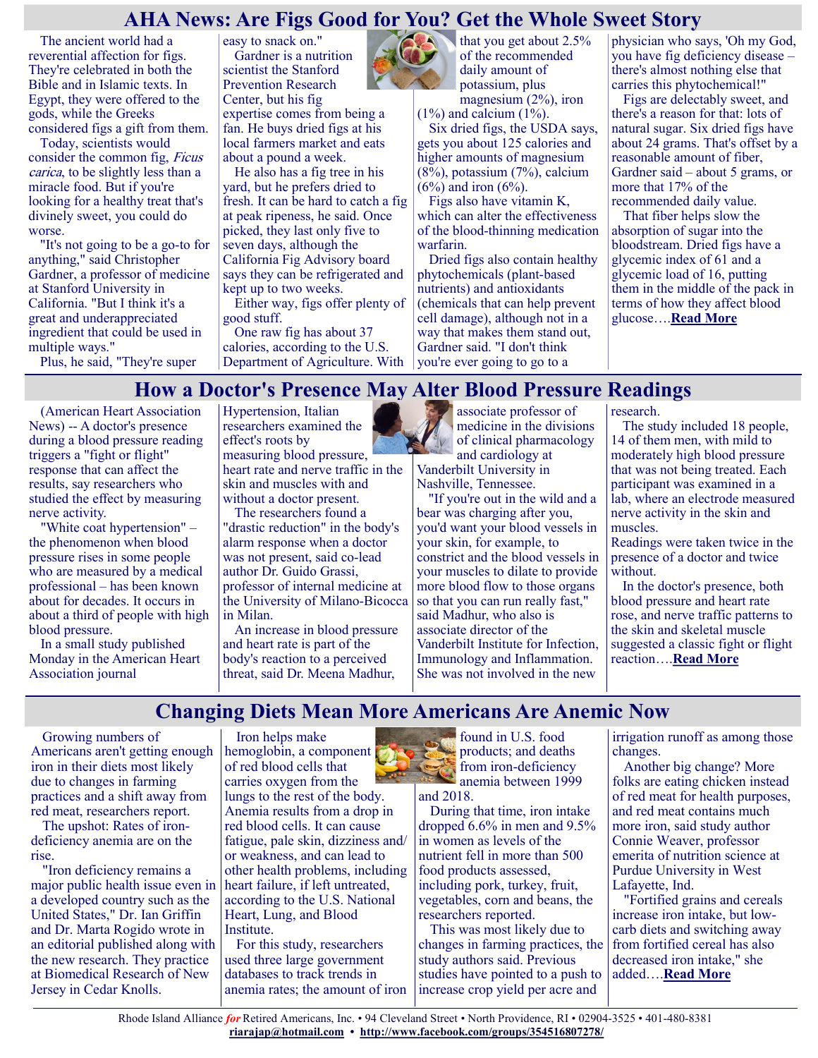# AHA News: Are Figs Good for You? Get the Whole Sweet Story

The ancient world had a reverential affection for figs. They're celebrated in both the Bible and in Islamic texts. In Egypt, they were offered to the gods, while the Greeks considered figs a gift from them.

Today, scientists would consider the common fig, *Ficus carica*, to be slightly less than a miracle food. But if you're looking for a healthy treat that's divinely sweet, you could do worse.

"It's not going to be a go-to for anything," said Christopher Gardner, a professor of medicine at Stanford University in California. "But I think it's a great and underappreciated ingredient that could be used in multiple ways."

Plus, he said, "They're super easy to snack on."

Gardner is a nutrition scientist the Stanford Prevention Research Center, but his fig expertise comes from being a fan. He buys dried figs at his local farmers market and eats about a pound a week.

He also has a fig tree in his yard, but he prefers dried to fresh. It can be hard to catch a fig at peak ripeness, he said. Once picked, they last only five to seven days, although the California Fig Advisory board says they can be refrigerated and kept up to two weeks.

Either way, figs offer plenty of good stuff.

One raw fig has about 37 calories, according to the U.S. Department of Agriculture. With that you get about 2.5% of the recommended daily amount of potassium, plus magnesium (2%), iron (1%) and calcium (1%).

Six dried figs, the USDA says, gets you about 125 calories and higher amounts of magnesium (8%), potassium (7%), calcium (6%) and iron (6%).

Figs also have vitamin K, which can alter the effectiveness of the blood-thinning medication warfarin.

Dried figs also contain healthy phytochemicals (plant-based nutrients) and antioxidants (chemicals that can help prevent cell damage), although not in a way that makes them stand out, Gardner said. "I don't think you're ever going to go to a physician who says, 'Oh my God, you have fig deficiency disease – there's almost nothing else that carries this phytochemical!"

Figs are delectably sweet, and there's a reason for that: lots of natural sugar. Six dried figs have about 24 grams. That's offset by a reasonable amount of fiber, Gardner said – about 5 grams, or more that 17% of the recommended daily value.

That fiber helps slow the absorption of sugar into the bloodstream. Dried figs have a glycemic index of 61 and a glycemic load of 16, putting them in the middle of the pack in terms of how they affect blood glucose….**Read More**

# How a Doctor's Presence May Alter Blood Pressure Readings

(American Heart Association News) -- A doctor's presence during a blood pressure reading triggers a "fight or flight" response that can affect the results, say researchers who studied the effect by measuring nerve activity.

"White coat hypertension" – the phenomenon when blood pressure rises in some people who are measured by a medical professional – has been known about for decades. It occurs in about a third of people with high blood pressure.

In a small study published Monday in the American Heart Association journal Hypertension, Italian researchers examined the effect's roots by measuring blood pressure, heart rate and nerve traffic in the skin and muscles with and without a doctor present.

The researchers found a "drastic reduction" in the body's alarm response when a doctor was not present, said co-lead author Dr. Guido Grassi, professor of internal medicine at the University of Milano-Bicocca in Milan.

An increase in blood pressure and heart rate is part of the body's reaction to a perceived threat, said Dr. Meena Madhur, associate professor of medicine in the divisions of clinical pharmacology and cardiology at Vanderbilt University in Nashville, Tennessee.

"If you're out in the wild and a bear was charging after you, you'd want your blood vessels in your skin, for example, to constrict and the blood vessels in your muscles to dilate to provide more blood flow to those organs so that you can run really fast," said Madhur, who also is associate director of the Vanderbilt Institute for Infection, Immunology and Inflammation. She was not involved in the new research.

The study included 18 people, 14 of them men, with mild to moderately high blood pressure that was not being treated. Each participant was examined in a lab, where an electrode measured nerve activity in the skin and muscles.

Readings were taken twice in the presence of a doctor and twice without.

In the doctor's presence, both blood pressure and heart rate rose, and nerve traffic patterns to the skin and skeletal muscle suggested a classic fight or flight reaction….**Read More**

# Changing Diets Mean More Americans Are Anemic Now

Growing numbers of Americans aren't getting enough iron in their diets most likely due to changes in farming practices and a shift away from red meat, researchers report.

The upshot: Rates of iron-deficiency anemia are on the rise.

"Iron deficiency remains a major public health issue even in a developed country such as the United States," Dr. Ian Griffin and Dr. Marta Rogido wrote in an editorial published along with the new research. They practice at Biomedical Research of New Jersey in Cedar Knolls.

Iron helps make hemoglobin, a component of red blood cells that carries oxygen from the lungs to the rest of the body. Anemia results from a drop in red blood cells. It can cause fatigue, pale skin, dizziness and/or weakness, and can lead to other health problems, including heart failure, if left untreated, according to the U.S. National Heart, Lung, and Blood Institute.

For this study, researchers used three large government databases to track trends in anemia rates; the amount of iron found in U.S. food products; and deaths from iron-deficiency anemia between 1999 and 2018.

During that time, iron intake dropped 6.6% in men and 9.5% in women as levels of the nutrient fell in more than 500 food products assessed, including pork, turkey, fruit, vegetables, corn and beans, the researchers reported.

This was most likely due to changes in farming practices, the study authors said. Previous studies have pointed to a push to increase crop yield per acre and irrigation runoff as among those changes.

Another big change? More folks are eating chicken instead of red meat for health purposes, and red meat contains much more iron, said study author Connie Weaver, professor emerita of nutrition science at Purdue University in West Lafayette, Ind.

"Fortified grains and cereals increase iron intake, but low-carb diets and switching away from fortified cereal has also decreased iron intake," she added….**Read More**

Rhode Island Alliance *for* Retired Americans, Inc. • 94 Cleveland Street • North Providence, RI • 02904-3525 • 401-480-8381
**riarajap@hotmail.com** • **http://www.facebook.com/groups/354516807278/**